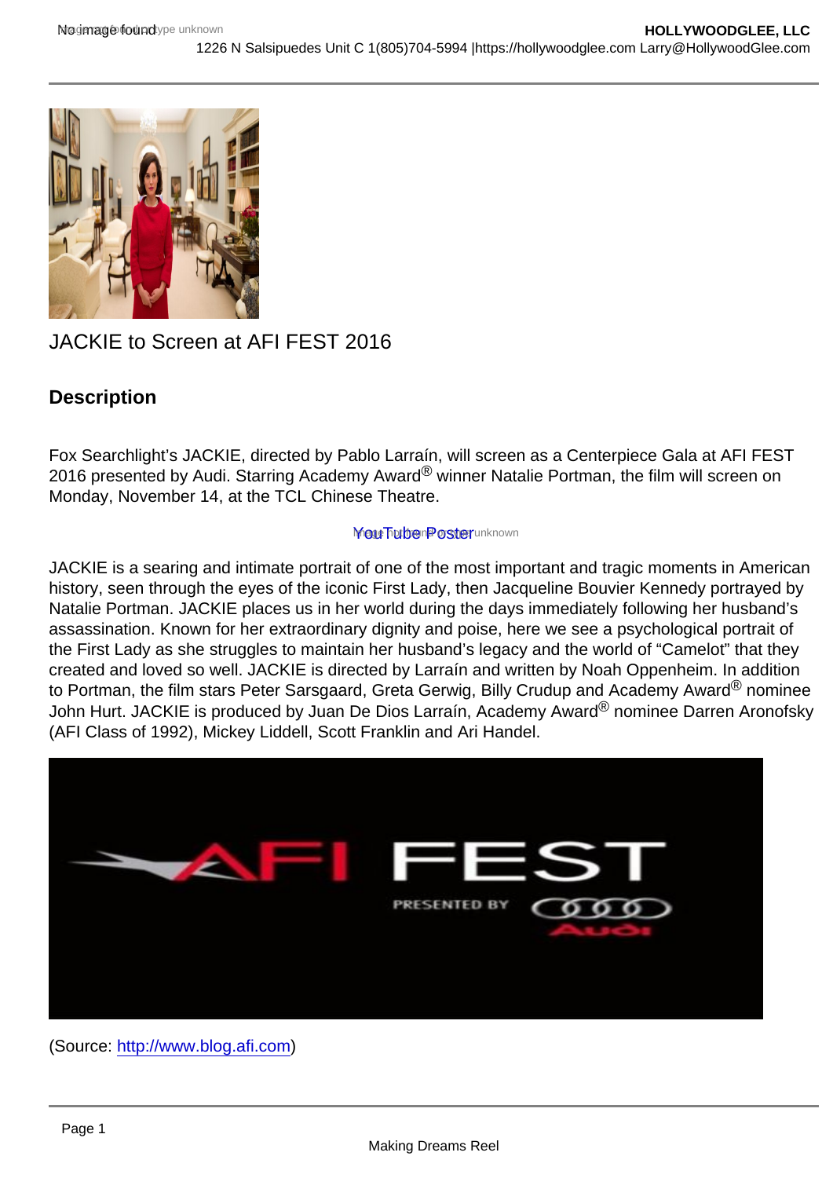JACKIE to Screen at AFI FEST 2016

## Description

Fox Searchlight's JACKIE, directed by Pablo Larraín, will screen as a Centerpiece Gala at AFI FEST 2016 presented by Audi. Starring Academy Award® winner Natalie Portman, the film will screen on Monday, November 14, at the TCL Chinese Theatre.

YouTube Poster

JACKIE is a searing and intimate portrait of one of the most important and tragic moments in American history, seen through the eyes of the iconic First Lady, then Jacqueline Bouvier Kennedy portrayed by Natalie Portman. JACKIE places us in her world during the days immediately following her husband's assassination. Known for her extraordinary dignity and poise, here we see a psychological portrait of the First Lady as she struggles to maintain her husband's legacy and the world of "Camelot" that they created and loved so well. JACKIE is directed by Larraín and written by Noah Oppenheim. In addition to Portman, the film stars Peter Sarsgaard, Greta Gerwig, Billy Crudup and Academy Award® nominee John Hurt. JACKIE is produced by Juan De Dios Larraín, Academy Award® nominee Darren Aronofsky (AFI Class of 1992), Mickey Liddell, Scott Franklin and Ari Handel.

(Source: http://www.blog.afi.com)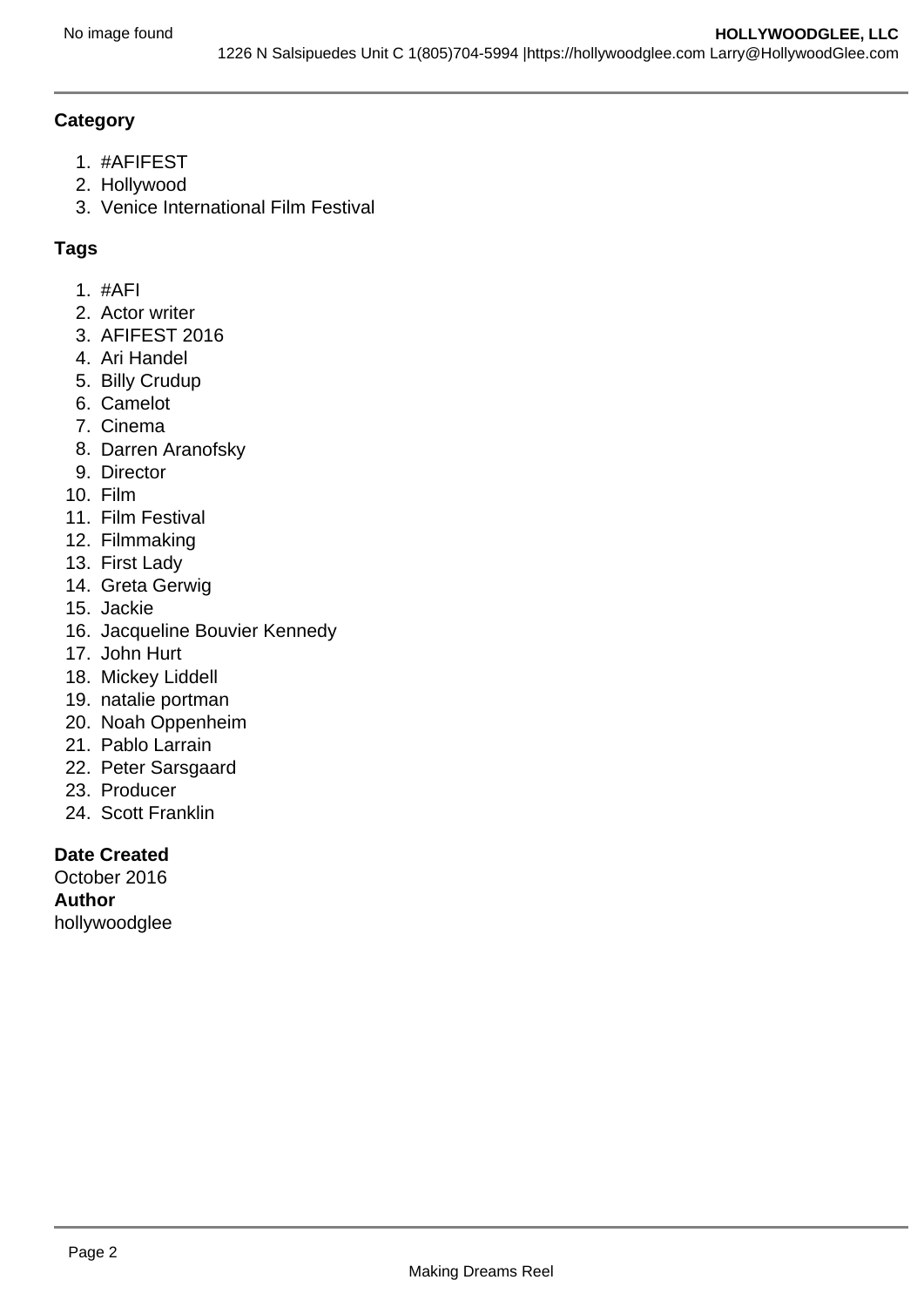**Category**

1. #AFIFEST
2. Hollywood
3. Venice International Film Festival

**Tags**

1. #AFI
2. Actor writer
3. AFIFEST 2016
4. Ari Handel
5. Billy Crudup
6. Camelot
7. Cinema
8. Darren Aranofsky
9. Director
10. Film
11. Film Festival
12. Filmmaking
13. First Lady
14. Greta Gerwig
15. Jackie
16. Jacqueline Bouvier Kennedy
17. John Hurt
18. Mickey Liddell
19. natalie portman
20. Noah Oppenheim
21. Pablo Larrain
22. Peter Sarsgaard
23. Producer
24. Scott Franklin

**Date Created**
October 2016
**Author**
hollywoodglee